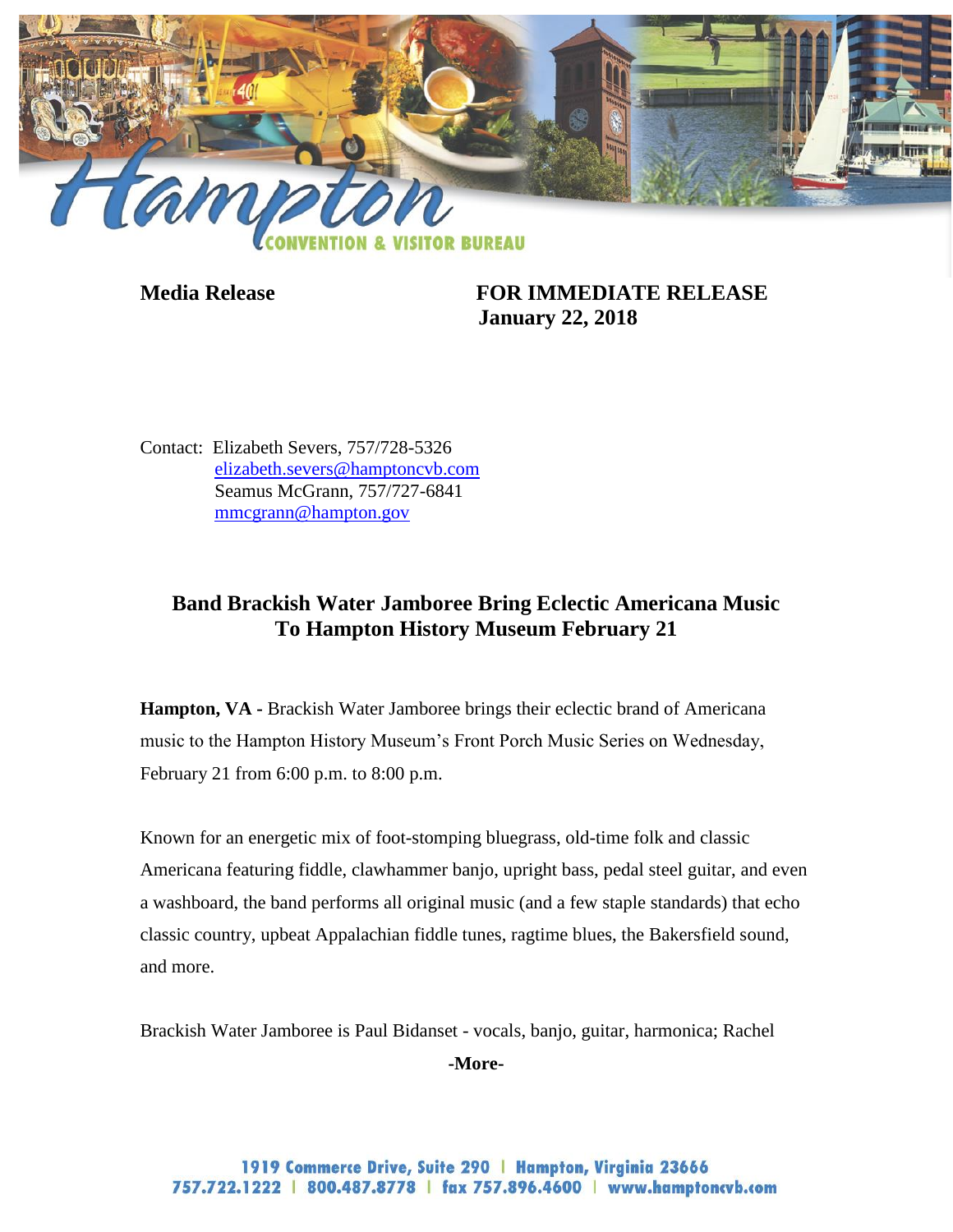**Media Release** **FOR IMMEDIATE RELEASE**
**January 22, 2018**

Contact: Elizabeth Severs, 757/728-5326
elizabeth.severs@hamptoncvb.com
Seamus McGrann, 757/727-6841
mmcgrann@hampton.gov

## Band Brackish Water Jamboree Bring Eclectic Americana Music To Hampton History Museum February 21

**Hampton, VA -** Brackish Water Jamboree brings their eclectic brand of Americana music to the Hampton History Museum's Front Porch Music Series on Wednesday, February 21 from 6:00 p.m. to 8:00 p.m.

Known for an energetic mix of foot-stomping bluegrass, old-time folk and classic Americana featuring fiddle, clawhammer banjo, upright bass, pedal steel guitar, and even a washboard, the band performs all original music (and a few staple standards) that echo classic country, upbeat Appalachian fiddle tunes, ragtime blues, the Bakersfield sound, and more.

Brackish Water Jamboree is Paul Bidanset - vocals, banjo, guitar, harmonica; Rachel

**-More-**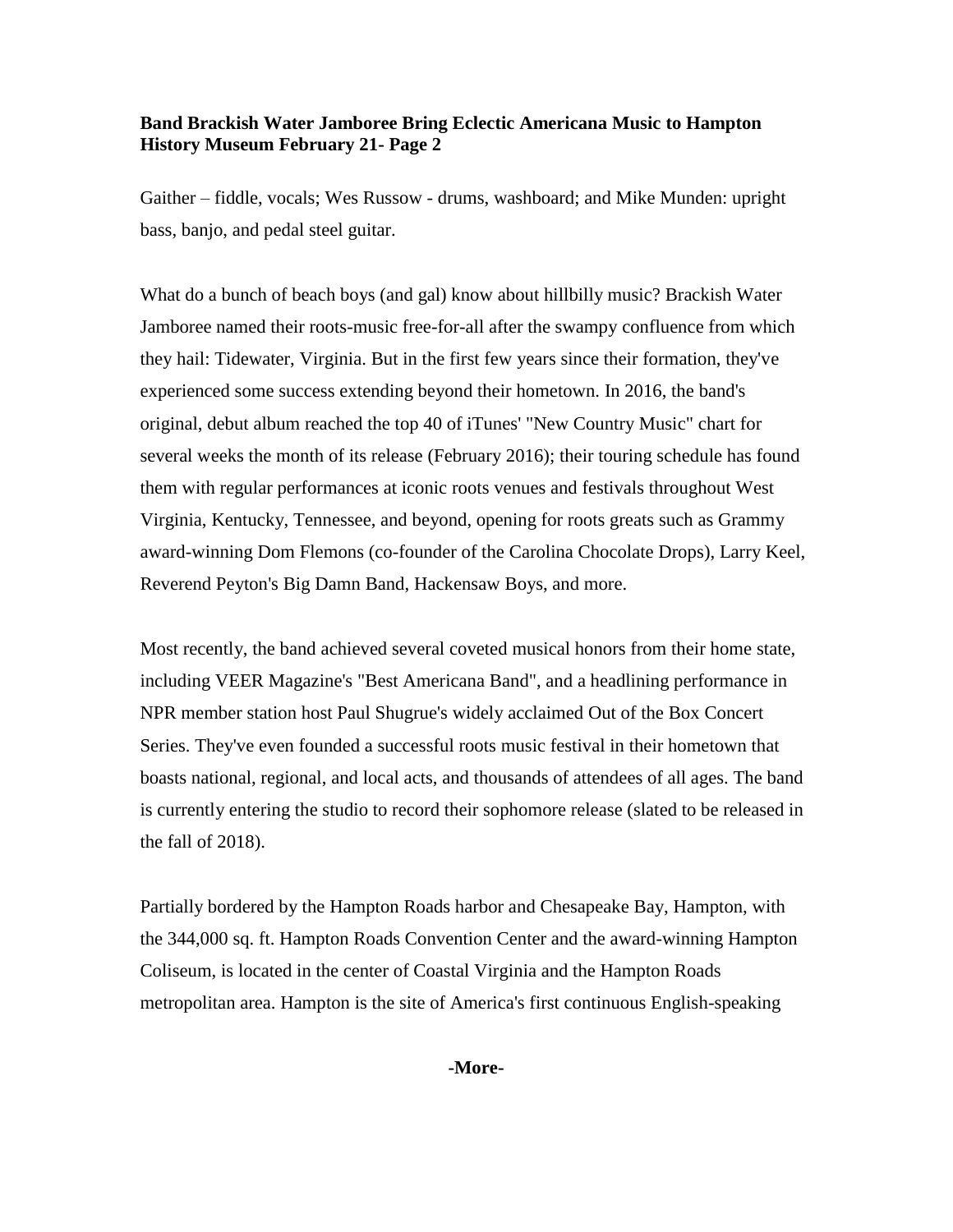Gaither – fiddle, vocals; Wes Russow - drums, washboard; and Mike Munden: upright bass, banjo, and pedal steel guitar.

What do a bunch of beach boys (and gal) know about hillbilly music? Brackish Water Jamboree named their roots-music free-for-all after the swampy confluence from which they hail: Tidewater, Virginia. But in the first few years since their formation, they've experienced some success extending beyond their hometown. In 2016, the band's original, debut album reached the top 40 of iTunes' "New Country Music" chart for several weeks the month of its release (February 2016); their touring schedule has found them with regular performances at iconic roots venues and festivals throughout West Virginia, Kentucky, Tennessee, and beyond, opening for roots greats such as Grammy award-winning Dom Flemons (co-founder of the Carolina Chocolate Drops), Larry Keel, Reverend Peyton's Big Damn Band, Hackensaw Boys, and more.

Most recently, the band achieved several coveted musical honors from their home state, including VEER Magazine's "Best Americana Band", and a headlining performance in NPR member station host Paul Shugrue's widely acclaimed Out of the Box Concert Series. They've even founded a successful roots music festival in their hometown that boasts national, regional, and local acts, and thousands of attendees of all ages. The band is currently entering the studio to record their sophomore release (slated to be released in the fall of 2018).

Partially bordered by the Hampton Roads harbor and Chesapeake Bay, Hampton, with the 344,000 sq. ft. Hampton Roads Convention Center and the award-winning Hampton Coliseum, is located in the center of Coastal Virginia and the Hampton Roads metropolitan area. Hampton is the site of America's first continuous English-speaking

**-More-**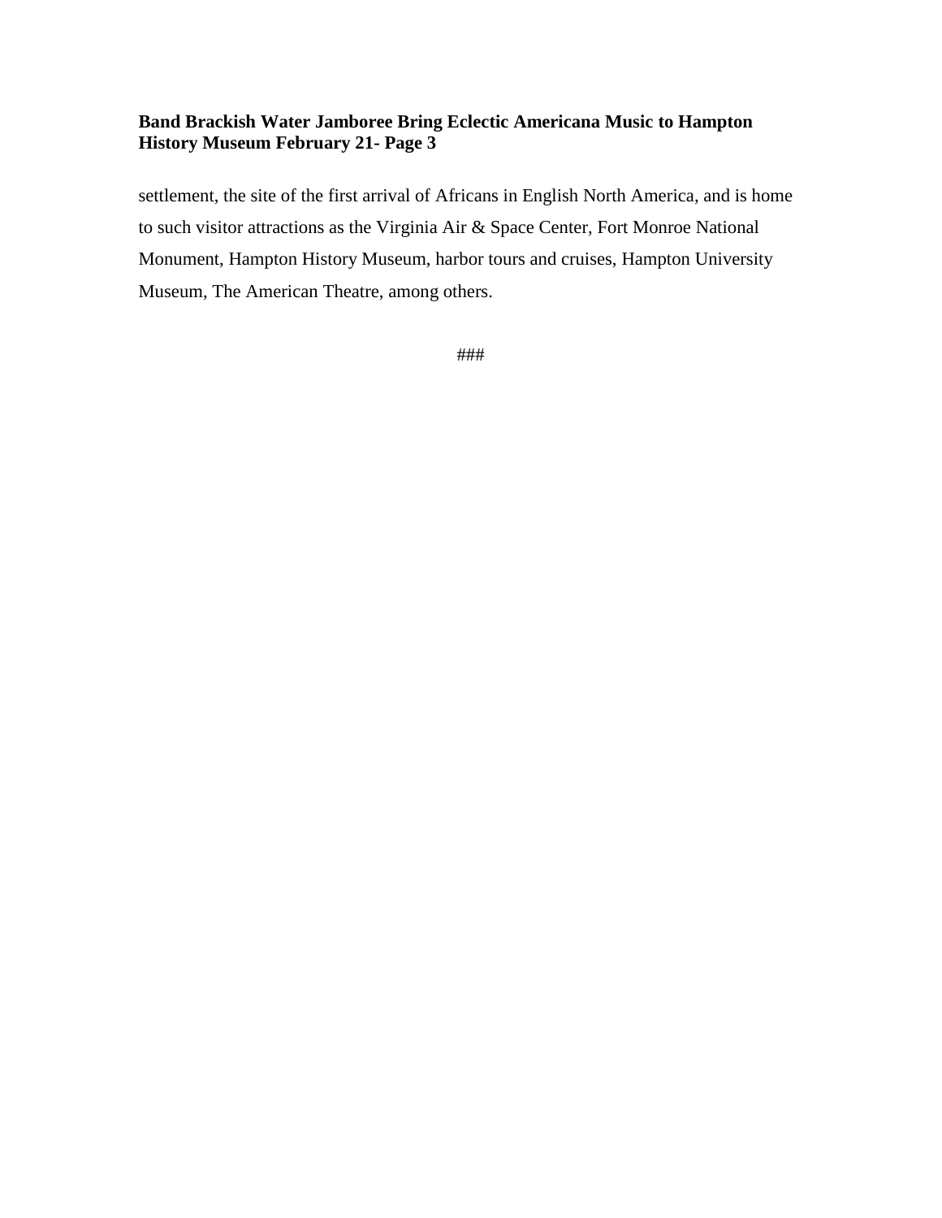settlement, the site of the first arrival of Africans in English North America, and is home to such visitor attractions as the Virginia Air & Space Center, Fort Monroe National Monument, Hampton History Museum, harbor tours and cruises, Hampton University Museum, The American Theatre, among others.

###